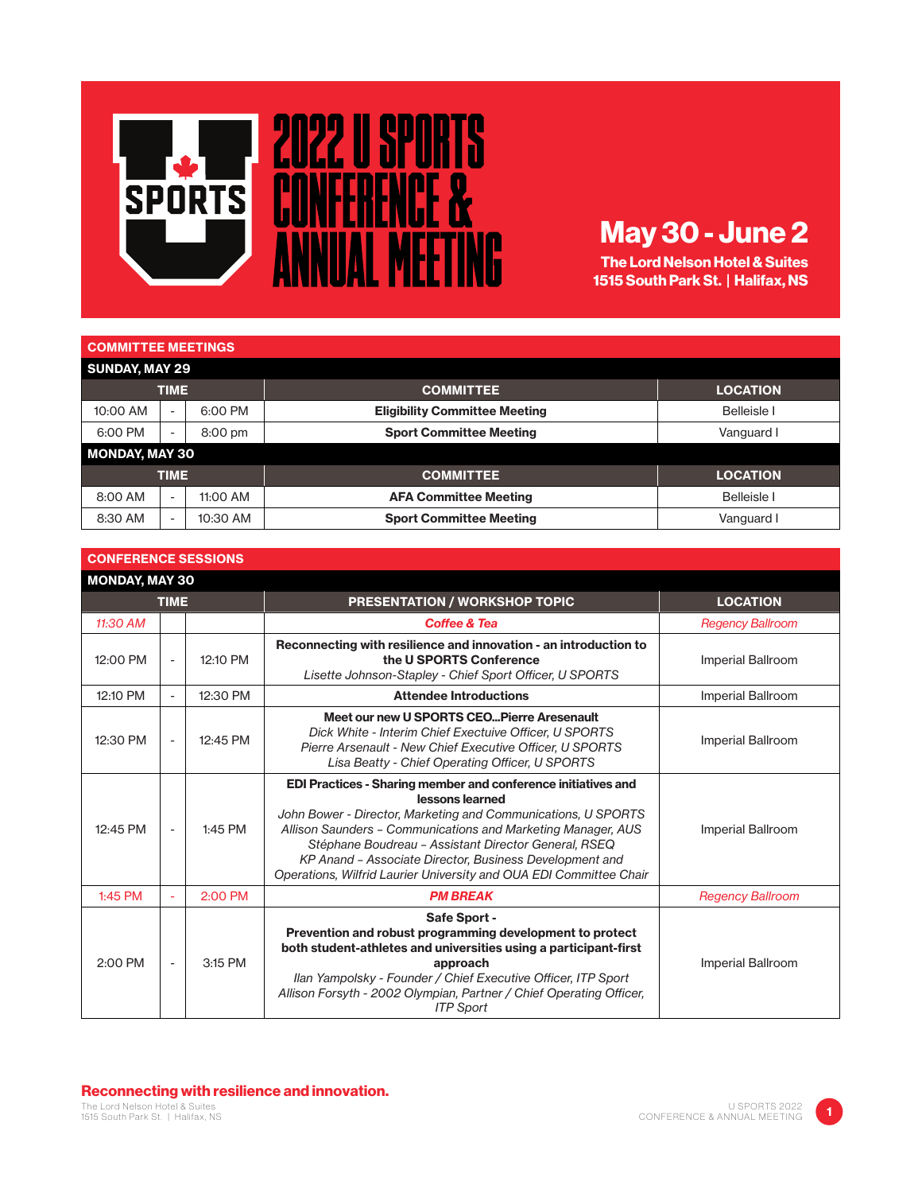# 2022 U SPORTS CONFERENCE & ANNUAL MEETING

## May 30 - June 2

**The Lord Nelson Hotel & Suites**
**1515 South Park St. | Halifax, NS**

## COMMITTEE MEETINGS

| TIME | | | COMMITTEE | LOCATION |
|---|---|---|---|---|
| **SUNDAY, MAY 29** | | | | |
| 10:00 AM | - | 6:00 PM | **Eligibility Committee Meeting** | Belleisle I |
| 6:00 PM | - | 8:00 pm | **Sport Committee Meeting** | Vanguard I |
| **MONDAY, MAY 30** | | | | |
| 8:00 AM | - | 11:00 AM | **AFA Committee Meeting** | Belleisle I |
| 8:30 AM | - | 10:30 AM | **Sport Committee Meeting** | Vanguard I |

## CONFERENCE SESSIONS

**MONDAY, MAY 30**

| TIME | | | PRESENTATION / WORKSHOP TOPIC | LOCATION |
|---|---|---|---|---|
| *11:30 AM* | | | ***Coffee & Tea*** | *Regency Ballroom* |
| 12:00 PM | - | 12:10 PM | **Reconnecting with resilience and innovation - an introduction to the U SPORTS Conference**<br>*Lisette Johnson-Stapley - Chief Sport Officer, U SPORTS* | Imperial Ballroom |
| 12:10 PM | - | 12:30 PM | **Attendee Introductions** | Imperial Ballroom |
| 12:30 PM | - | 12:45 PM | **Meet our new U SPORTS CEO...Pierre Aresenault**<br>*Dick White - Interim Chief Exectuive Officer, U SPORTS*<br>*Pierre Arsenault - New Chief Executive Officer, U SPORTS*<br>*Lisa Beatty - Chief Operating Officer, U SPORTS* | Imperial Ballroom |
| 12:45 PM | - | 1:45 PM | **EDI Practices - Sharing member and conference initiatives and lessons learned**<br>*John Bower - Director, Marketing and Communications, U SPORTS*<br>*Allison Saunders – Communications and Marketing Manager, AUS*<br>*Stéphane Boudreau – Assistant Director General, RSEQ*<br>*KP Anand – Associate Director, Business Development and Operations, Wilfrid Laurier University and OUA EDI Committee Chair* | Imperial Ballroom |
| 1:45 PM | - | 2:00 PM | ***PM BREAK*** | *Regency Ballroom* |
| 2:00 PM | - | 3:15 PM | **Safe Sport -**<br>**Prevention and robust programming development to protect both student-athletes and universities using a participant-first approach**<br>*Ilan Yampolsky - Founder / Chief Executive Officer, ITP Sport*<br>*Allison Forsyth - 2002 Olympian, Partner / Chief Operating Officer, ITP Sport* | Imperial Ballroom |

**Reconnecting with resilience and innovation.**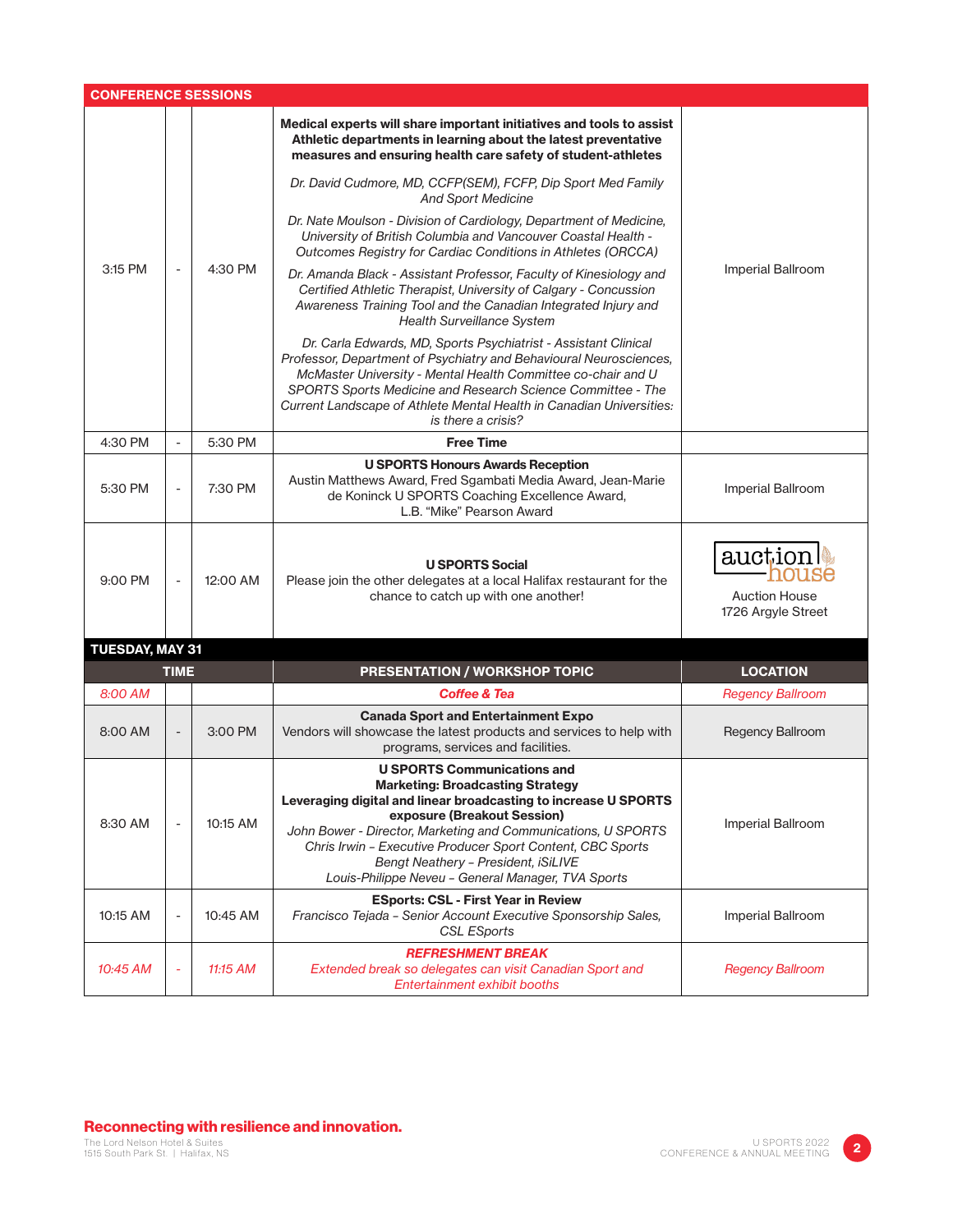## CONFERENCE SESSIONS

| | | | | |
|---|---|---|---|---|
| 3:15 PM | - | 4:30 PM | **Medical experts will share important initiatives and tools to assist Athletic departments in learning about the latest preventative measures and ensuring health care safety of student-athletes**<br>*Dr. David Cudmore, MD, CCFP(SEM), FCFP, Dip Sport Med Family And Sport Medicine*<br>*Dr. Nate Moulson - Division of Cardiology, Department of Medicine, University of British Columbia and Vancouver Coastal Health - Outcomes Registry for Cardiac Conditions in Athletes (ORCCA)*<br>*Dr. Amanda Black - Assistant Professor, Faculty of Kinesiology and Certified Athletic Therapist, University of Calgary - Concussion Awareness Training Tool and the Canadian Integrated Injury and Health Surveillance System*<br>*Dr. Carla Edwards, MD, Sports Psychiatrist - Assistant Clinical Professor, Department of Psychiatry and Behavioural Neurosciences, McMaster University - Mental Health Committee co-chair and U SPORTS Sports Medicine and Research Science Committee - The Current Landscape of Athlete Mental Health in Canadian Universities: is there a crisis?* | Imperial Ballroom |
| 4:30 PM | - | 5:30 PM | **Free Time** | |
| 5:30 PM | - | 7:30 PM | **U SPORTS Honours Awards Reception**<br>Austin Matthews Award, Fred Sgambati Media Award, Jean-Marie de Koninck U SPORTS Coaching Excellence Award, L.B. "Mike" Pearson Award | Imperial Ballroom |
| 9:00 PM | - | 12:00 AM | **U SPORTS Social**<br>Please join the other delegates at a local Halifax restaurant for the chance to catch up with one another! | auction house<br>Auction House<br>1726 Argyle Street |

## TUESDAY, MAY 31

| TIME | | | PRESENTATION / WORKSHOP TOPIC | LOCATION |
|---|---|---|---|---|
| *8:00 AM* | | | ***Coffee & Tea*** | *Regency Ballroom* |
| 8:00 AM | - | 3:00 PM | **Canada Sport and Entertainment Expo**<br>Vendors will showcase the latest products and services to help with programs, services and facilities. | Regency Ballroom |
| 8:30 AM | - | 10:15 AM | **U SPORTS Communications and Marketing: Broadcasting Strategy**<br>**Leveraging digital and linear broadcasting to increase U SPORTS exposure (Breakout Session)**<br>*John Bower - Director, Marketing and Communications, U SPORTS*<br>*Chris Irwin – Executive Producer Sport Content, CBC Sports*<br>*Bengt Neathery – President, iSiLIVE*<br>*Louis-Philippe Neveu – General Manager, TVA Sports* | Imperial Ballroom |
| 10:15 AM | - | 10:45 AM | **ESports: CSL - First Year in Review**<br>*Francisco Tejada – Senior Account Executive Sponsorship Sales, CSL ESports* | Imperial Ballroom |
| *10:45 AM* | - | *11:15 AM* | ***REFRESHMENT BREAK***<br>*Extended break so delegates can visit Canadian Sport and Entertainment exhibit booths* | *Regency Ballroom* |

**Reconnecting with resilience and innovation.**
The Lord Nelson Hotel & Suites
1515 South Park St. | Halifax, NS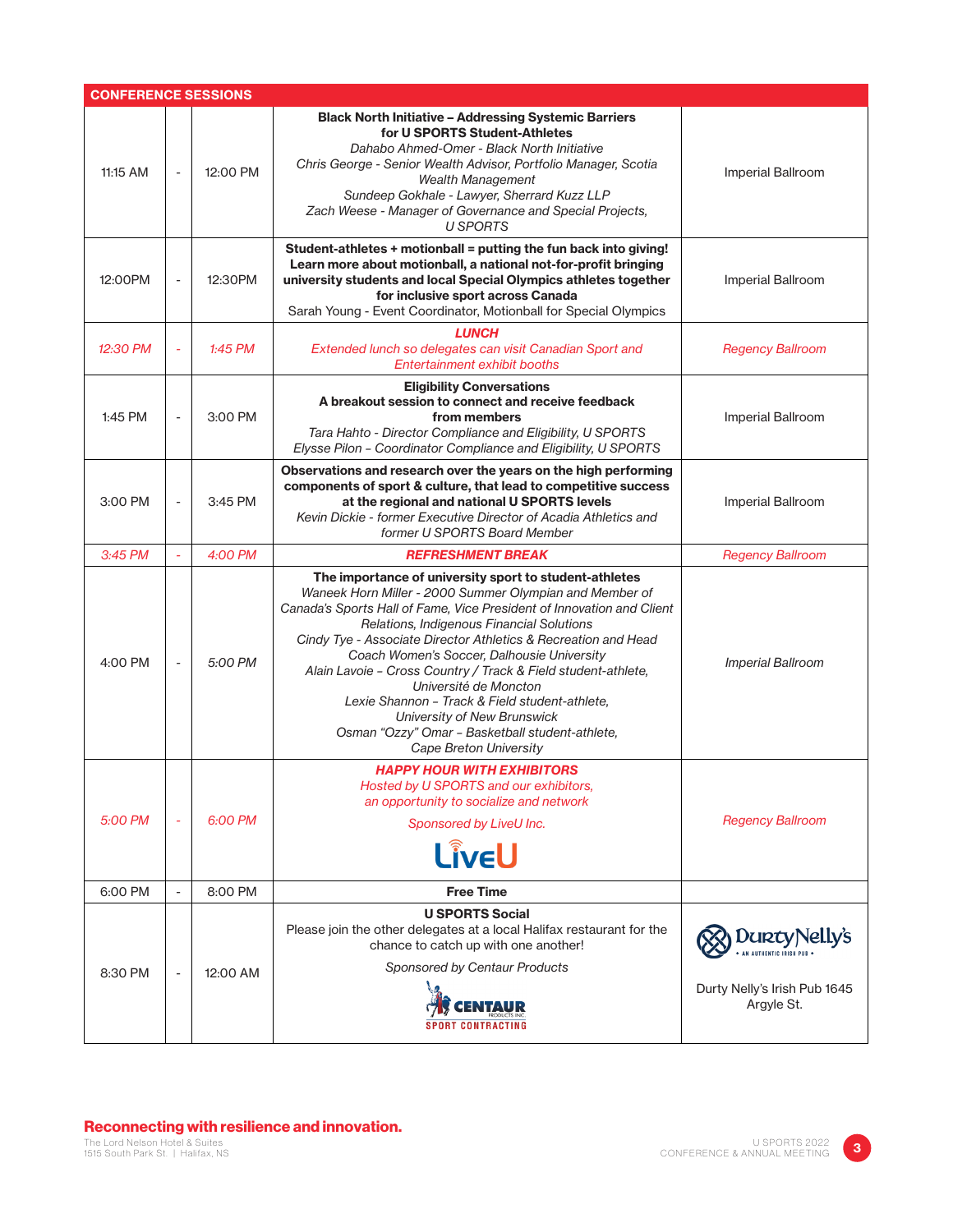| CONFERENCE SESSIONS | | | | |
|---|---|---|---|---|
| 11:15 AM | - | 12:00 PM | **Black North Initiative – Addressing Systemic Barriers for U SPORTS Student-Athletes**<br>*Dahabo Ahmed-Omer - Black North Initiative*<br>*Chris George - Senior Wealth Advisor, Portfolio Manager, Scotia Wealth Management*<br>*Sundeep Gokhale - Lawyer, Sherrard Kuzz LLP*<br>*Zach Weese - Manager of Governance and Special Projects, U SPORTS* | Imperial Ballroom |
| 12:00PM | - | 12:30PM | **Student-athletes + motionball = putting the fun back into giving! Learn more about motionball, a national not-for-profit bringing university students and local Special Olympics athletes together for inclusive sport across Canada**<br>Sarah Young - Event Coordinator, Motionball for Special Olympics | Imperial Ballroom |
| *12:30 PM* | - | *1:45 PM* | ***LUNCH***<br>*Extended lunch so delegates can visit Canadian Sport and Entertainment exhibit booths* | *Regency Ballroom* |
| 1:45 PM | - | 3:00 PM | **Eligibility Conversations**<br>**A breakout session to connect and receive feedback from members**<br>*Tara Hahto - Director Compliance and Eligibility, U SPORTS*<br>*Elysse Pilon – Coordinator Compliance and Eligibility, U SPORTS* | Imperial Ballroom |
| 3:00 PM | - | 3:45 PM | **Observations and research over the years on the high performing components of sport & culture, that lead to competitive success at the regional and national U SPORTS levels**<br>*Kevin Dickie - former Executive Director of Acadia Athletics and former U SPORTS Board Member* | Imperial Ballroom |
| *3:45 PM* | - | *4:00 PM* | ***REFRESHMENT BREAK*** | *Regency Ballroom* |
| 4:00 PM | - | *5:00 PM* | **The importance of university sport to student-athletes**<br>*Waneek Horn Miller - 2000 Summer Olympian and Member of Canada's Sports Hall of Fame, Vice President of Innovation and Client Relations, Indigenous Financial Solutions*<br>*Cindy Tye - Associate Director Athletics & Recreation and Head Coach Women's Soccer, Dalhousie University*<br>*Alain Lavoie – Cross Country / Track & Field student-athlete, Université de Moncton*<br>*Lexie Shannon – Track & Field student-athlete, University of New Brunswick*<br>*Osman "Ozzy" Omar – Basketball student-athlete, Cape Breton University* | *Imperial Ballroom* |
| *5:00 PM* | - | *6:00 PM* | ***HAPPY HOUR WITH EXHIBITORS***<br>*Hosted by U SPORTS and our exhibitors, an opportunity to socialize and network*<br>*Sponsored by LiveU Inc.*<br>LiveU | *Regency Ballroom* |
| 6:00 PM | - | 8:00 PM | **Free Time** | |
| 8:30 PM | - | 12:00 AM | **U SPORTS Social**<br>Please join the other delegates at a local Halifax restaurant for the chance to catch up with one another!<br>*Sponsored by Centaur Products*<br>CENTAUR PRODUCTS INC. SPORT CONTRACTING | DurtyNelly's • AN AUTHENTIC IRISH PUB •<br>Durty Nelly's Irish Pub 1645 Argyle St. |

**Reconnecting with resilience and innovation.**

The Lord Nelson Hotel & Suites
1515 South Park St. | Halifax, NS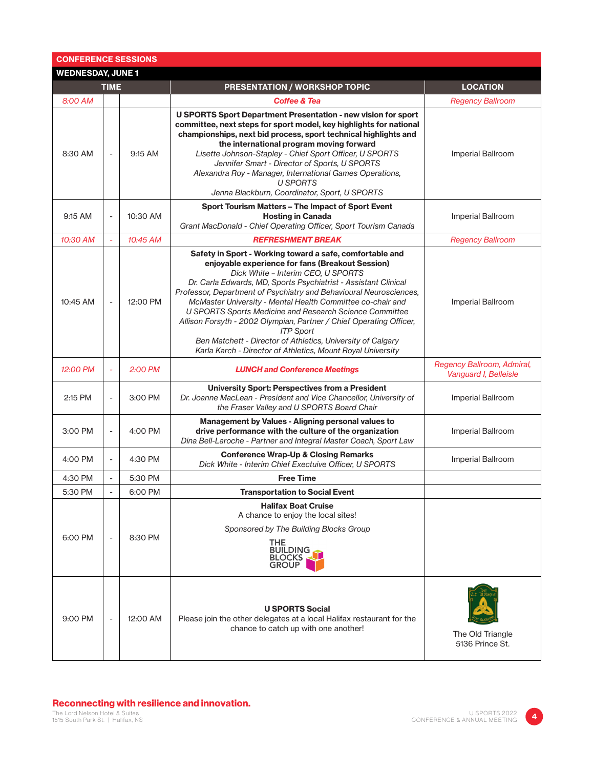## CONFERENCE SESSIONS

### WEDNESDAY, JUNE 1

| TIME | | | PRESENTATION / WORKSHOP TOPIC | LOCATION |
|---|---|---|---|---|
| *8:00 AM* | | | ***Coffee & Tea*** | *Regency Ballroom* |
| 8:30 AM | - | 9:15 AM | **U SPORTS Sport Department Presentation - new vision for sport committee, next steps for sport model, key highlights for national championships, next bid process, sport technical highlights and the international program moving forward**<br>*Lisette Johnson-Stapley - Chief Sport Officer, U SPORTS*<br>*Jennifer Smart - Director of Sports, U SPORTS*<br>*Alexandra Roy - Manager, International Games Operations, U SPORTS*<br>*Jenna Blackburn, Coordinator, Sport, U SPORTS* | Imperial Ballroom |
| 9:15 AM | - | 10:30 AM | **Sport Tourism Matters – The Impact of Sport Event Hosting in Canada**<br>*Grant MacDonald - Chief Operating Officer, Sport Tourism Canada* | Imperial Ballroom |
| *10:30 AM* | - | *10:45 AM* | ***REFRESHMENT BREAK*** | *Regency Ballroom* |
| 10:45 AM | - | 12:00 PM | **Safety in Sport - Working toward a safe, comfortable and enjoyable experience for fans (Breakout Session)**<br>*Dick White – Interim CEO, U SPORTS*<br>*Dr. Carla Edwards, MD, Sports Psychiatrist - Assistant Clinical Professor, Department of Psychiatry and Behavioural Neurosciences, McMaster University - Mental Health Committee co-chair and U SPORTS Sports Medicine and Research Science Committee*<br>*Allison Forsyth - 2002 Olympian, Partner / Chief Operating Officer, ITP Sport*<br>*Ben Matchett - Director of Athletics, University of Calgary*<br>*Karla Karch - Director of Athletics, Mount Royal University* | Imperial Ballroom |
| *12:00 PM* | - | *2:00 PM* | ***LUNCH and Conference Meetings*** | *Regency Ballroom, Admiral, Vanguard I, Belleisle* |
| 2:15 PM | - | 3:00 PM | **University Sport: Perspectives from a President**<br>*Dr. Joanne MacLean - President and Vice Chancellor, University of the Fraser Valley and U SPORTS Board Chair* | Imperial Ballroom |
| 3:00 PM | - | 4:00 PM | **Management by Values - Aligning personal values to drive performance with the culture of the organization**<br>*Dina Bell-Laroche - Partner and Integral Master Coach, Sport Law* | Imperial Ballroom |
| 4:00 PM | - | 4:30 PM | **Conference Wrap-Up & Closing Remarks**<br>*Dick White - Interim Chief Exectuive Officer, U SPORTS* | Imperial Ballroom |
| 4:30 PM | - | 5:30 PM | **Free Time** | |
| 5:30 PM | - | 6:00 PM | **Transportation to Social Event** | |
| 6:00 PM | - | 8:30 PM | **Halifax Boat Cruise**<br>A chance to enjoy the local sites!<br>*Sponsored by The Building Blocks Group*<br>THE BUILDING BLOCKS GROUP | |
| 9:00 PM | - | 12:00 AM | **U SPORTS Social**<br>Please join the other delegates at a local Halifax restaurant for the chance to catch up with one another! | The Old Triangle<br>5136 Prince St. |

**Reconnecting with resilience and innovation.**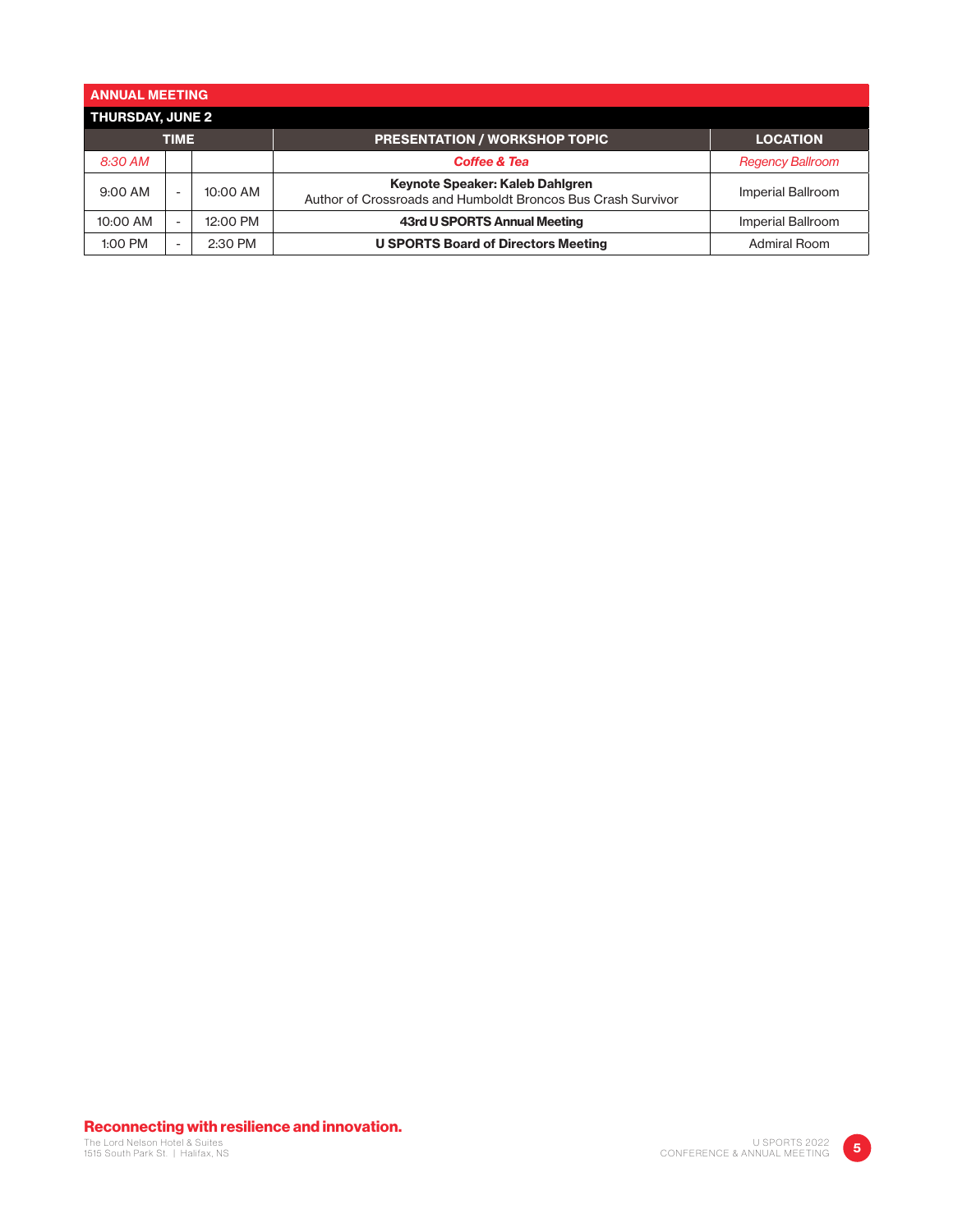## ANNUAL MEETING

### THURSDAY, JUNE 2

| TIME | | | PRESENTATION / WORKSHOP TOPIC | LOCATION |
|---|---|---|---|---|
| *8:30 AM* | | | ***Coffee & Tea*** | *Regency Ballroom* |
| 9:00 AM | - | 10:00 AM | **Keynote Speaker: Kaleb Dahlgren**<br>Author of Crossroads and Humboldt Broncos Bus Crash Survivor | Imperial Ballroom |
| 10:00 AM | - | 12:00 PM | **43rd U SPORTS Annual Meeting** | Imperial Ballroom |
| 1:00 PM | - | 2:30 PM | **U SPORTS Board of Directors Meeting** | Admiral Room |

**Reconnecting with resilience and innovation.**

The Lord Nelson Hotel & Suites
1515 South Park St. | Halifax, NS